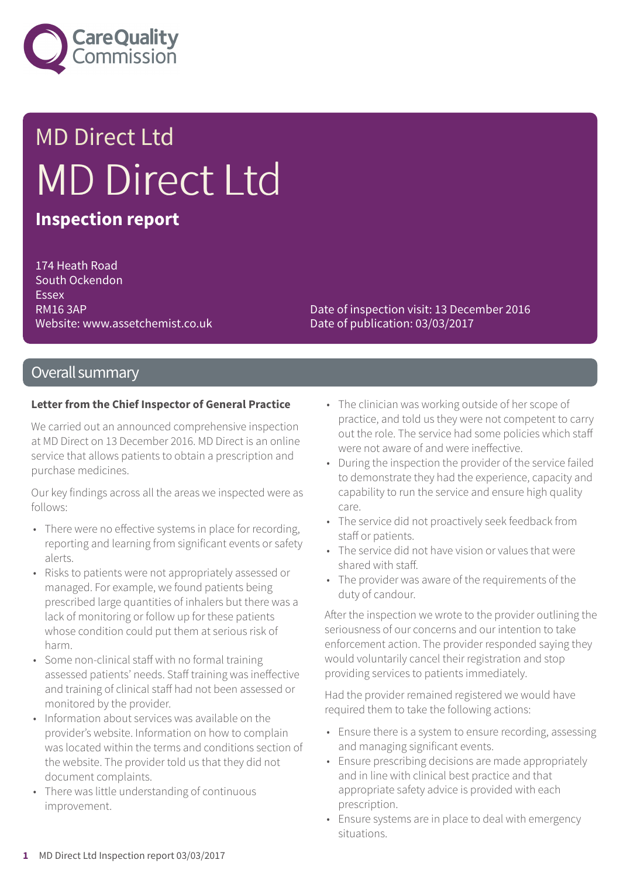Care Quality Commission

# MD Direct Ltd

# MD Direct Ltd

## Inspection report

174 Heath Road
South Ockendon
Essex
RM16 3AP
Website: www.assetchemist.co.uk

Date of inspection visit: 13 December 2016
Date of publication: 03/03/2017

## Overall summary

**Letter from the Chief Inspector of General Practice**

We carried out an announced comprehensive inspection at MD Direct on 13 December 2016. MD Direct is an online service that allows patients to obtain a prescription and purchase medicines.

Our key findings across all the areas we inspected were as follows:

- There were no effective systems in place for recording, reporting and learning from significant events or safety alerts.
- Risks to patients were not appropriately assessed or managed. For example, we found patients being prescribed large quantities of inhalers but there was a lack of monitoring or follow up for these patients whose condition could put them at serious risk of harm.
- Some non-clinical staff with no formal training assessed patients' needs. Staff training was ineffective and training of clinical staff had not been assessed or monitored by the provider.
- Information about services was available on the provider's website. Information on how to complain was located within the terms and conditions section of the website. The provider told us that they did not document complaints.
- There was little understanding of continuous improvement.
- The clinician was working outside of her scope of practice, and told us they were not competent to carry out the role. The service had some policies which staff were not aware of and were ineffective.
- During the inspection the provider of the service failed to demonstrate they had the experience, capacity and capability to run the service and ensure high quality care.
- The service did not proactively seek feedback from staff or patients.
- The service did not have vision or values that were shared with staff.
- The provider was aware of the requirements of the duty of candour.

After the inspection we wrote to the provider outlining the seriousness of our concerns and our intention to take enforcement action. The provider responded saying they would voluntarily cancel their registration and stop providing services to patients immediately.

Had the provider remained registered we would have required them to take the following actions:

- Ensure there is a system to ensure recording, assessing and managing significant events.
- Ensure prescribing decisions are made appropriately and in line with clinical best practice and that appropriate safety advice is provided with each prescription.
- Ensure systems are in place to deal with emergency situations.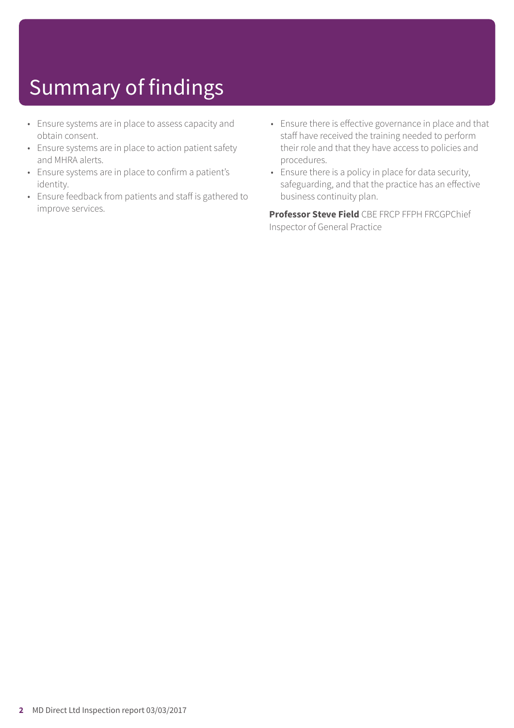# Summary of findings

- Ensure systems are in place to assess capacity and obtain consent.
- Ensure systems are in place to action patient safety and MHRA alerts.
- Ensure systems are in place to confirm a patient's identity.
- Ensure feedback from patients and staff is gathered to improve services.
- Ensure there is effective governance in place and that staff have received the training needed to perform their role and that they have access to policies and procedures.
- Ensure there is a policy in place for data security, safeguarding, and that the practice has an effective business continuity plan.

**Professor Steve Field** CBE FRCP FFPH FRCGPChief Inspector of General Practice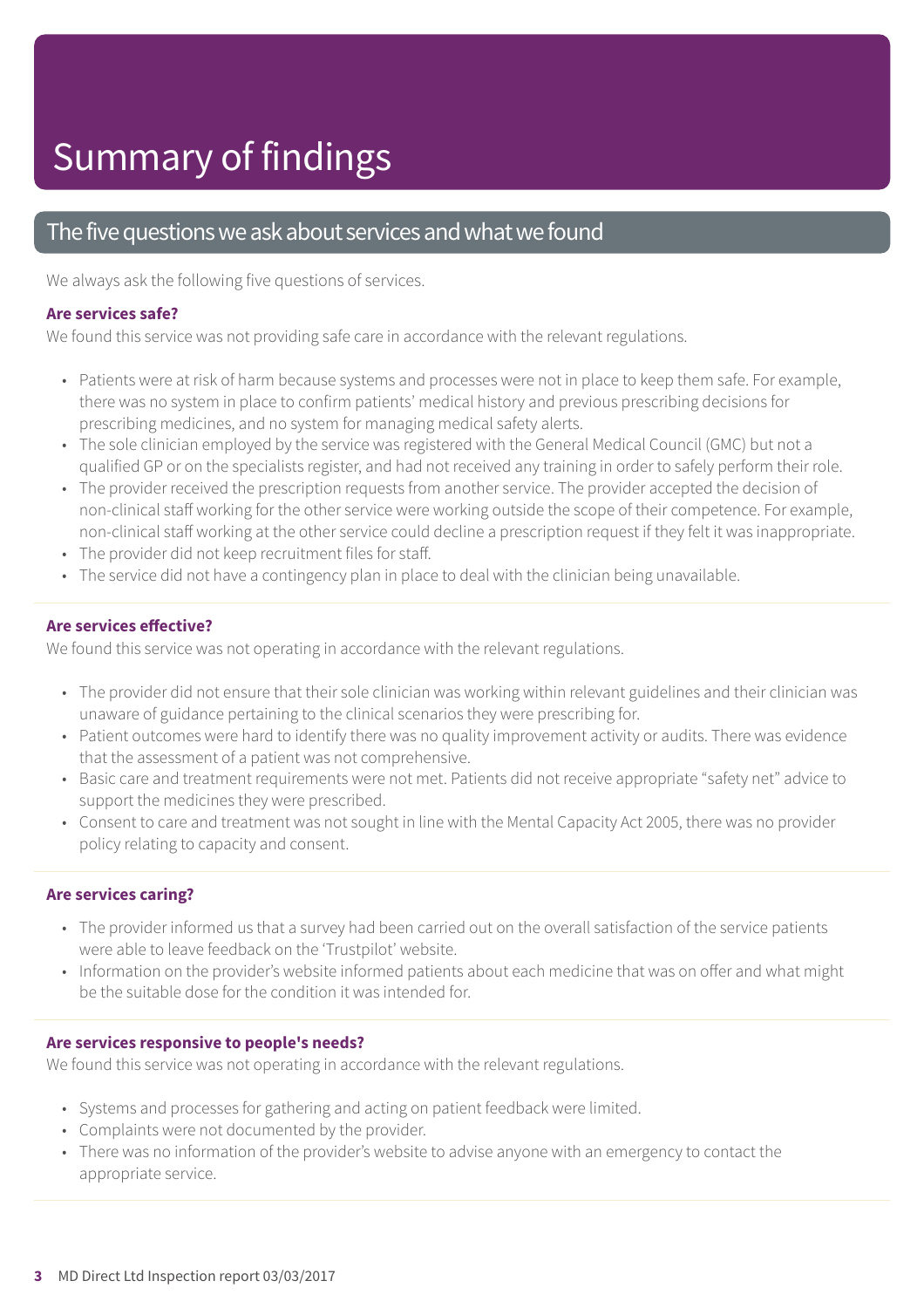# Summary of findings

## The five questions we ask about services and what we found

We always ask the following five questions of services.

### Are services safe?

We found this service was not providing safe care in accordance with the relevant regulations.

- Patients were at risk of harm because systems and processes were not in place to keep them safe. For example, there was no system in place to confirm patients' medical history and previous prescribing decisions for prescribing medicines, and no system for managing medical safety alerts.
- The sole clinician employed by the service was registered with the General Medical Council (GMC) but not a qualified GP or on the specialists register, and had not received any training in order to safely perform their role.
- The provider received the prescription requests from another service. The provider accepted the decision of non-clinical staff working for the other service were working outside the scope of their competence. For example, non-clinical staff working at the other service could decline a prescription request if they felt it was inappropriate.
- The provider did not keep recruitment files for staff.
- The service did not have a contingency plan in place to deal with the clinician being unavailable.

### Are services effective?

We found this service was not operating in accordance with the relevant regulations.

- The provider did not ensure that their sole clinician was working within relevant guidelines and their clinician was unaware of guidance pertaining to the clinical scenarios they were prescribing for.
- Patient outcomes were hard to identify there was no quality improvement activity or audits. There was evidence that the assessment of a patient was not comprehensive.
- Basic care and treatment requirements were not met. Patients did not receive appropriate "safety net" advice to support the medicines they were prescribed.
- Consent to care and treatment was not sought in line with the Mental Capacity Act 2005, there was no provider policy relating to capacity and consent.

### Are services caring?

- The provider informed us that a survey had been carried out on the overall satisfaction of the service patients were able to leave feedback on the 'Trustpilot' website.
- Information on the provider's website informed patients about each medicine that was on offer and what might be the suitable dose for the condition it was intended for.

### Are services responsive to people's needs?

We found this service was not operating in accordance with the relevant regulations.

- Systems and processes for gathering and acting on patient feedback were limited.
- Complaints were not documented by the provider.
- There was no information of the provider's website to advise anyone with an emergency to contact the appropriate service.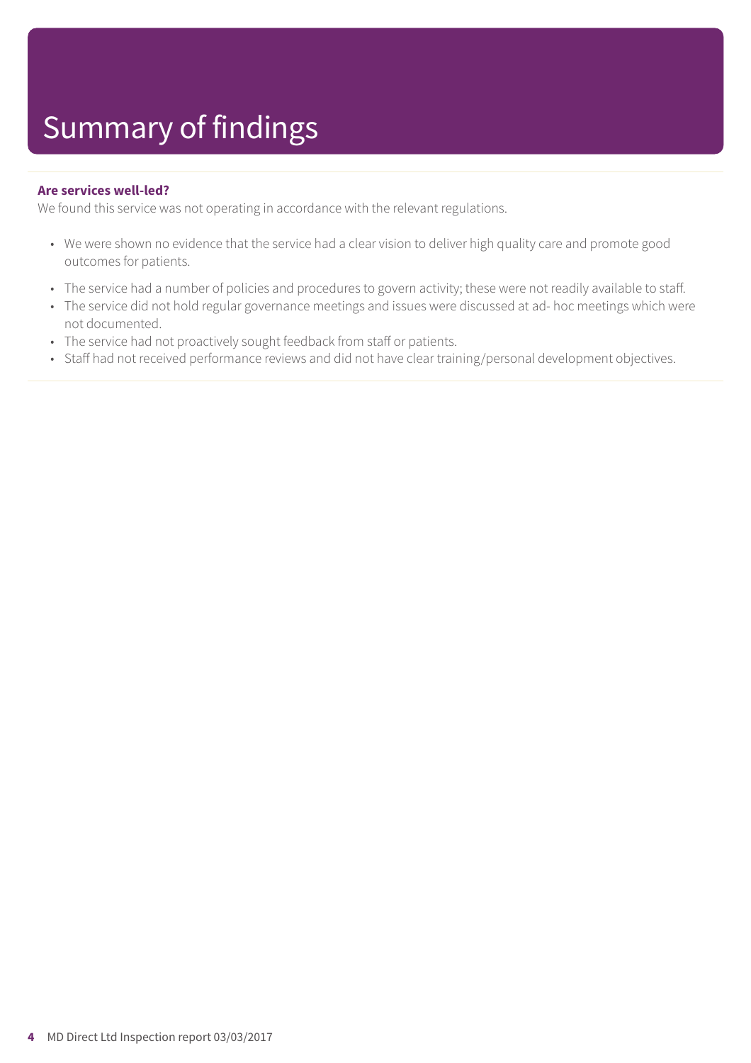# Summary of findings

### Are services well-led?

We found this service was not operating in accordance with the relevant regulations.

- We were shown no evidence that the service had a clear vision to deliver high quality care and promote good outcomes for patients.
- The service had a number of policies and procedures to govern activity; these were not readily available to staff.
- The service did not hold regular governance meetings and issues were discussed at ad- hoc meetings which were not documented.
- The service had not proactively sought feedback from staff or patients.
- Staff had not received performance reviews and did not have clear training/personal development objectives.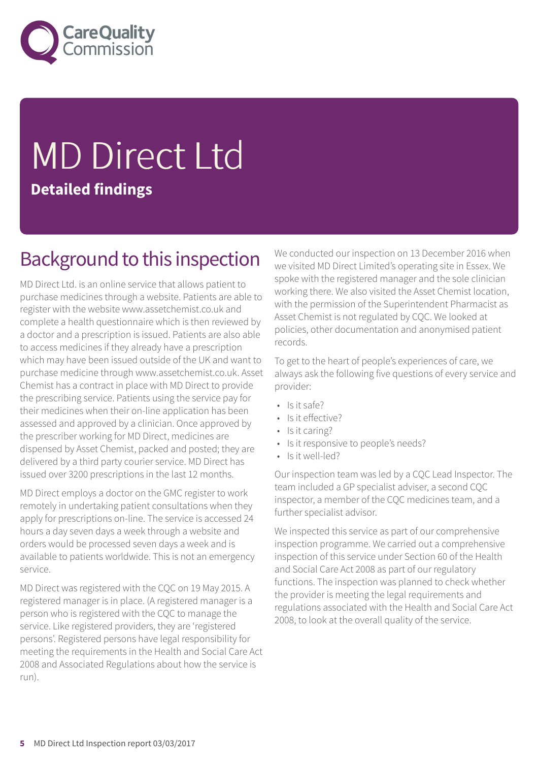# MD Direct Ltd

**Detailed findings**

## Background to this inspection

MD Direct Ltd. is an online service that allows patient to purchase medicines through a website. Patients are able to register with the website www.assetchemist.co.uk and complete a health questionnaire which is then reviewed by a doctor and a prescription is issued. Patients are also able to access medicines if they already have a prescription which may have been issued outside of the UK and want to purchase medicine through www.assetchemist.co.uk. Asset Chemist has a contract in place with MD Direct to provide the prescribing service. Patients using the service pay for their medicines when their on-line application has been assessed and approved by a clinician. Once approved by the prescriber working for MD Direct, medicines are dispensed by Asset Chemist, packed and posted; they are delivered by a third party courier service. MD Direct has issued over 3200 prescriptions in the last 12 months.

MD Direct employs a doctor on the GMC register to work remotely in undertaking patient consultations when they apply for prescriptions on-line. The service is accessed 24 hours a day seven days a week through a website and orders would be processed seven days a week and is available to patients worldwide. This is not an emergency service.

MD Direct was registered with the CQC on 19 May 2015. A registered manager is in place. (A registered manager is a person who is registered with the CQC to manage the service. Like registered providers, they are 'registered persons'. Registered persons have legal responsibility for meeting the requirements in the Health and Social Care Act 2008 and Associated Regulations about how the service is run).

We conducted our inspection on 13 December 2016 when we visited MD Direct Limited's operating site in Essex. We spoke with the registered manager and the sole clinician working there. We also visited the Asset Chemist location, with the permission of the Superintendent Pharmacist as Asset Chemist is not regulated by CQC. We looked at policies, other documentation and anonymised patient records.

To get to the heart of people's experiences of care, we always ask the following five questions of every service and provider:

- Is it safe?
- Is it effective?
- Is it caring?
- Is it responsive to people's needs?
- Is it well-led?

Our inspection team was led by a CQC Lead Inspector. The team included a GP specialist adviser, a second CQC inspector, a member of the CQC medicines team, and a further specialist advisor.

We inspected this service as part of our comprehensive inspection programme. We carried out a comprehensive inspection of this service under Section 60 of the Health and Social Care Act 2008 as part of our regulatory functions. The inspection was planned to check whether the provider is meeting the legal requirements and regulations associated with the Health and Social Care Act 2008, to look at the overall quality of the service.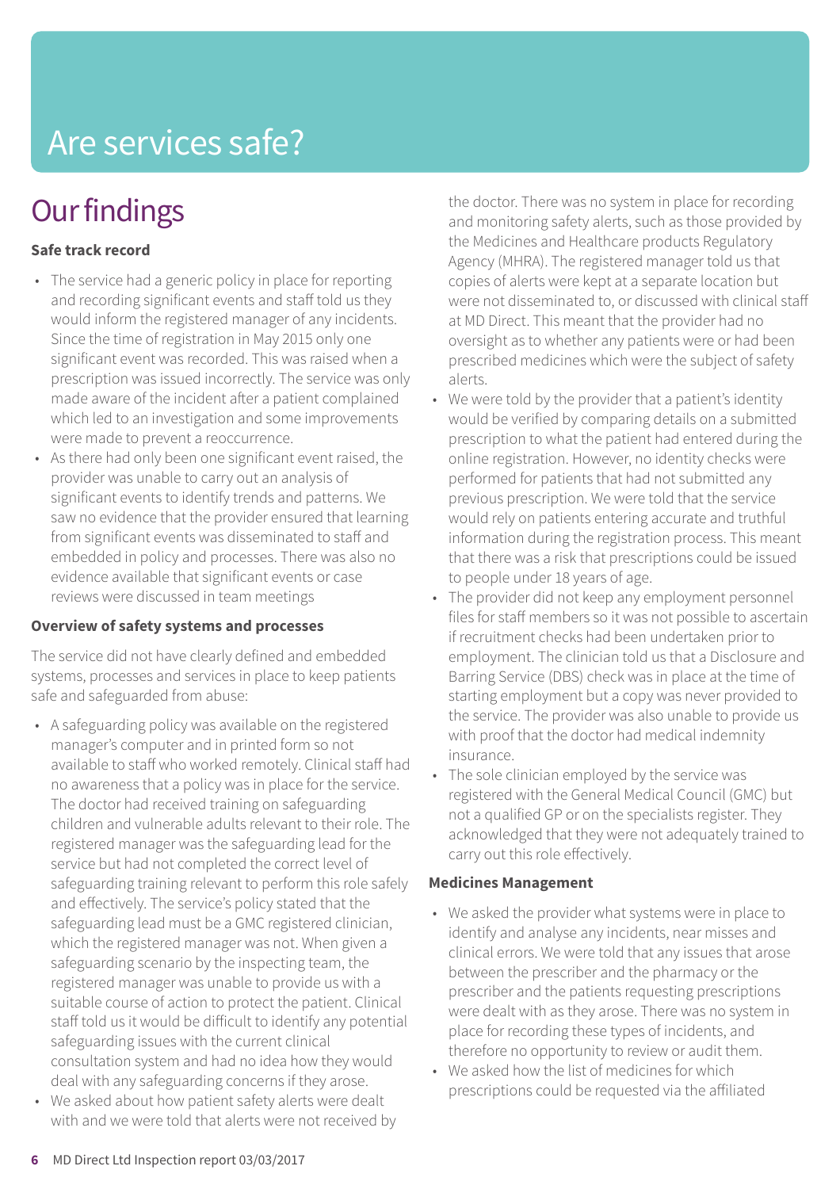# Are services safe?

## Our findings

**Safe track record**

- The service had a generic policy in place for reporting and recording significant events and staff told us they would inform the registered manager of any incidents. Since the time of registration in May 2015 only one significant event was recorded. This was raised when a prescription was issued incorrectly. The service was only made aware of the incident after a patient complained which led to an investigation and some improvements were made to prevent a reoccurrence.
- As there had only been one significant event raised, the provider was unable to carry out an analysis of significant events to identify trends and patterns. We saw no evidence that the provider ensured that learning from significant events was disseminated to staff and embedded in policy and processes. There was also no evidence available that significant events or case reviews were discussed in team meetings

**Overview of safety systems and processes**

The service did not have clearly defined and embedded systems, processes and services in place to keep patients safe and safeguarded from abuse:

- A safeguarding policy was available on the registered manager's computer and in printed form so not available to staff who worked remotely. Clinical staff had no awareness that a policy was in place for the service. The doctor had received training on safeguarding children and vulnerable adults relevant to their role. The registered manager was the safeguarding lead for the service but had not completed the correct level of safeguarding training relevant to perform this role safely and effectively. The service's policy stated that the safeguarding lead must be a GMC registered clinician, which the registered manager was not. When given a safeguarding scenario by the inspecting team, the registered manager was unable to provide us with a suitable course of action to protect the patient. Clinical staff told us it would be difficult to identify any potential safeguarding issues with the current clinical consultation system and had no idea how they would deal with any safeguarding concerns if they arose.
- We asked about how patient safety alerts were dealt with and we were told that alerts were not received by the doctor. There was no system in place for recording and monitoring safety alerts, such as those provided by the Medicines and Healthcare products Regulatory Agency (MHRA). The registered manager told us that copies of alerts were kept at a separate location but were not disseminated to, or discussed with clinical staff at MD Direct. This meant that the provider had no oversight as to whether any patients were or had been prescribed medicines which were the subject of safety alerts.
- We were told by the provider that a patient's identity would be verified by comparing details on a submitted prescription to what the patient had entered during the online registration. However, no identity checks were performed for patients that had not submitted any previous prescription. We were told that the service would rely on patients entering accurate and truthful information during the registration process. This meant that there was a risk that prescriptions could be issued to people under 18 years of age.
- The provider did not keep any employment personnel files for staff members so it was not possible to ascertain if recruitment checks had been undertaken prior to employment. The clinician told us that a Disclosure and Barring Service (DBS) check was in place at the time of starting employment but a copy was never provided to the service. The provider was also unable to provide us with proof that the doctor had medical indemnity insurance.
- The sole clinician employed by the service was registered with the General Medical Council (GMC) but not a qualified GP or on the specialists register. They acknowledged that they were not adequately trained to carry out this role effectively.

**Medicines Management**

- We asked the provider what systems were in place to identify and analyse any incidents, near misses and clinical errors. We were told that any issues that arose between the prescriber and the pharmacy or the prescriber and the patients requesting prescriptions were dealt with as they arose. There was no system in place for recording these types of incidents, and therefore no opportunity to review or audit them.
- We asked how the list of medicines for which prescriptions could be requested via the affiliated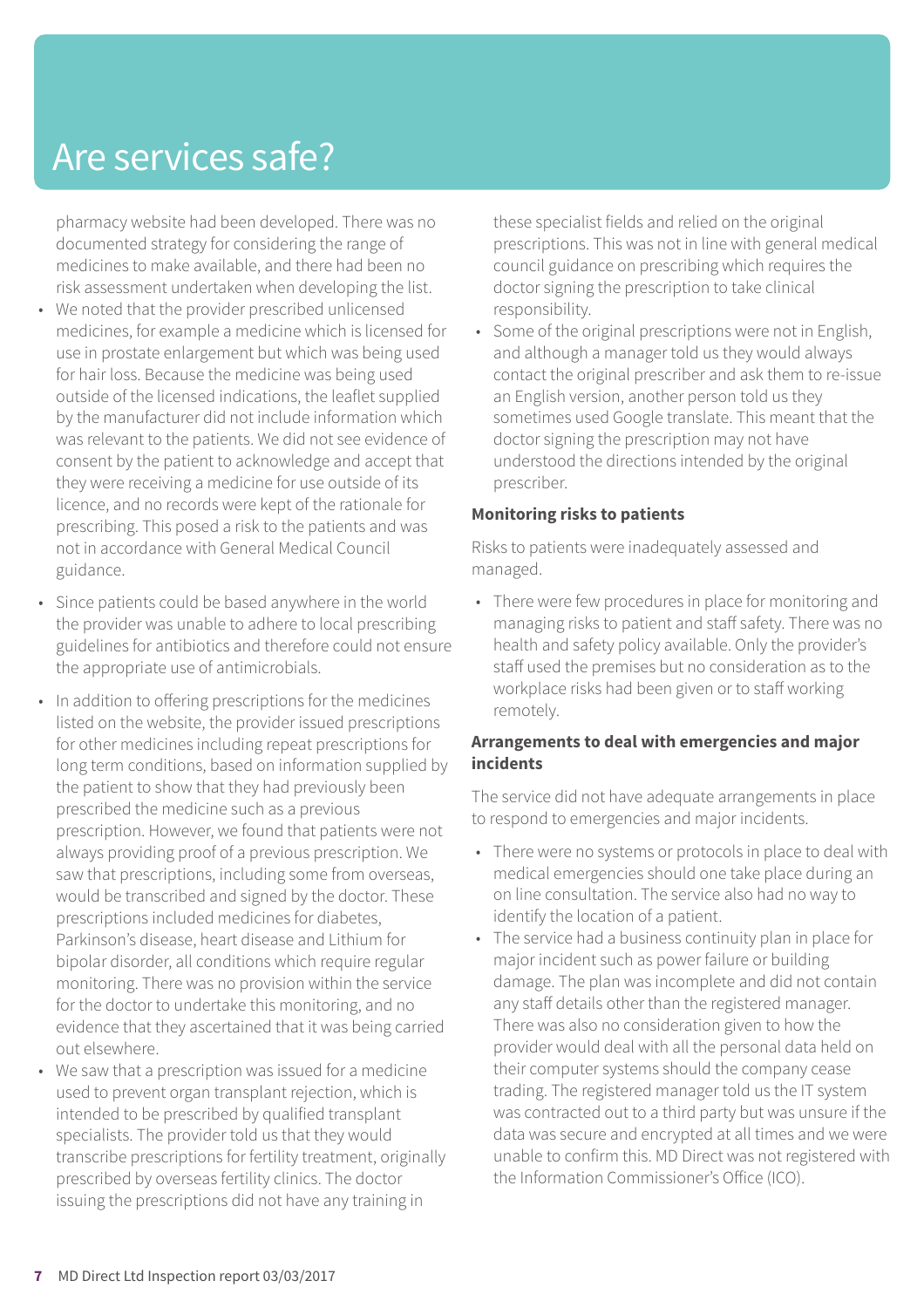# Are services safe?

pharmacy website had been developed. There was no documented strategy for considering the range of medicines to make available, and there had been no risk assessment undertaken when developing the list.

- We noted that the provider prescribed unlicensed medicines, for example a medicine which is licensed for use in prostate enlargement but which was being used for hair loss. Because the medicine was being used outside of the licensed indications, the leaflet supplied by the manufacturer did not include information which was relevant to the patients. We did not see evidence of consent by the patient to acknowledge and accept that they were receiving a medicine for use outside of its licence, and no records were kept of the rationale for prescribing. This posed a risk to the patients and was not in accordance with General Medical Council guidance.
- Since patients could be based anywhere in the world the provider was unable to adhere to local prescribing guidelines for antibiotics and therefore could not ensure the appropriate use of antimicrobials.
- In addition to offering prescriptions for the medicines listed on the website, the provider issued prescriptions for other medicines including repeat prescriptions for long term conditions, based on information supplied by the patient to show that they had previously been prescribed the medicine such as a previous prescription. However, we found that patients were not always providing proof of a previous prescription. We saw that prescriptions, including some from overseas, would be transcribed and signed by the doctor. These prescriptions included medicines for diabetes, Parkinson's disease, heart disease and Lithium for bipolar disorder, all conditions which require regular monitoring. There was no provision within the service for the doctor to undertake this monitoring, and no evidence that they ascertained that it was being carried out elsewhere.
- We saw that a prescription was issued for a medicine used to prevent organ transplant rejection, which is intended to be prescribed by qualified transplant specialists. The provider told us that they would transcribe prescriptions for fertility treatment, originally prescribed by overseas fertility clinics. The doctor issuing the prescriptions did not have any training in these specialist fields and relied on the original prescriptions. This was not in line with general medical council guidance on prescribing which requires the doctor signing the prescription to take clinical responsibility.
- Some of the original prescriptions were not in English, and although a manager told us they would always contact the original prescriber and ask them to re-issue an English version, another person told us they sometimes used Google translate. This meant that the doctor signing the prescription may not have understood the directions intended by the original prescriber.

**Monitoring risks to patients**

Risks to patients were inadequately assessed and managed.

- There were few procedures in place for monitoring and managing risks to patient and staff safety. There was no health and safety policy available. Only the provider's staff used the premises but no consideration as to the workplace risks had been given or to staff working remotely.

**Arrangements to deal with emergencies and major incidents**

The service did not have adequate arrangements in place to respond to emergencies and major incidents.

- There were no systems or protocols in place to deal with medical emergencies should one take place during an on line consultation. The service also had no way to identify the location of a patient.
- The service had a business continuity plan in place for major incident such as power failure or building damage. The plan was incomplete and did not contain any staff details other than the registered manager. There was also no consideration given to how the provider would deal with all the personal data held on their computer systems should the company cease trading. The registered manager told us the IT system was contracted out to a third party but was unsure if the data was secure and encrypted at all times and we were unable to confirm this. MD Direct was not registered with the Information Commissioner's Office (ICO).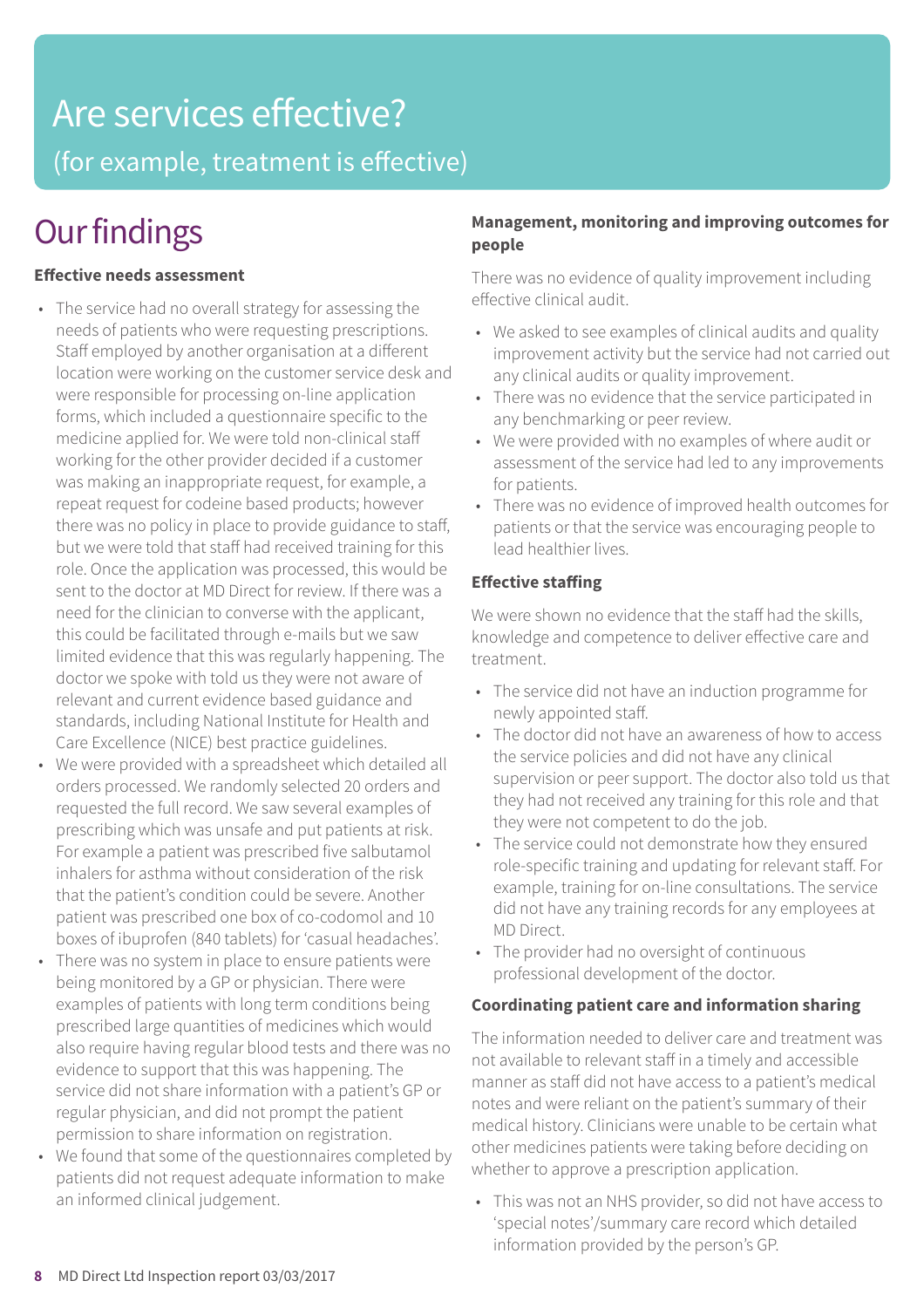# Are services effective?

(for example, treatment is effective)

## Our findings

### Effective needs assessment

- The service had no overall strategy for assessing the needs of patients who were requesting prescriptions. Staff employed by another organisation at a different location were working on the customer service desk and were responsible for processing on-line application forms, which included a questionnaire specific to the medicine applied for. We were told non-clinical staff working for the other provider decided if a customer was making an inappropriate request, for example, a repeat request for codeine based products; however there was no policy in place to provide guidance to staff, but we were told that staff had received training for this role. Once the application was processed, this would be sent to the doctor at MD Direct for review. If there was a need for the clinician to converse with the applicant, this could be facilitated through e-mails but we saw limited evidence that this was regularly happening. The doctor we spoke with told us they were not aware of relevant and current evidence based guidance and standards, including National Institute for Health and Care Excellence (NICE) best practice guidelines.
- We were provided with a spreadsheet which detailed all orders processed. We randomly selected 20 orders and requested the full record. We saw several examples of prescribing which was unsafe and put patients at risk. For example a patient was prescribed five salbutamol inhalers for asthma without consideration of the risk that the patient's condition could be severe. Another patient was prescribed one box of co-codomol and 10 boxes of ibuprofen (840 tablets) for 'casual headaches'.
- There was no system in place to ensure patients were being monitored by a GP or physician. There were examples of patients with long term conditions being prescribed large quantities of medicines which would also require having regular blood tests and there was no evidence to support that this was happening. The service did not share information with a patient's GP or regular physician, and did not prompt the patient permission to share information on registration.
- We found that some of the questionnaires completed by patients did not request adequate information to make an informed clinical judgement.

### Management, monitoring and improving outcomes for people

There was no evidence of quality improvement including effective clinical audit.

- We asked to see examples of clinical audits and quality improvement activity but the service had not carried out any clinical audits or quality improvement.
- There was no evidence that the service participated in any benchmarking or peer review.
- We were provided with no examples of where audit or assessment of the service had led to any improvements for patients.
- There was no evidence of improved health outcomes for patients or that the service was encouraging people to lead healthier lives.

### Effective staffing

We were shown no evidence that the staff had the skills, knowledge and competence to deliver effective care and treatment.

- The service did not have an induction programme for newly appointed staff.
- The doctor did not have an awareness of how to access the service policies and did not have any clinical supervision or peer support. The doctor also told us that they had not received any training for this role and that they were not competent to do the job.
- The service could not demonstrate how they ensured role-specific training and updating for relevant staff. For example, training for on-line consultations. The service did not have any training records for any employees at MD Direct.
- The provider had no oversight of continuous professional development of the doctor.

### Coordinating patient care and information sharing

The information needed to deliver care and treatment was not available to relevant staff in a timely and accessible manner as staff did not have access to a patient's medical notes and were reliant on the patient's summary of their medical history. Clinicians were unable to be certain what other medicines patients were taking before deciding on whether to approve a prescription application.

- This was not an NHS provider, so did not have access to 'special notes'/summary care record which detailed information provided by the person's GP.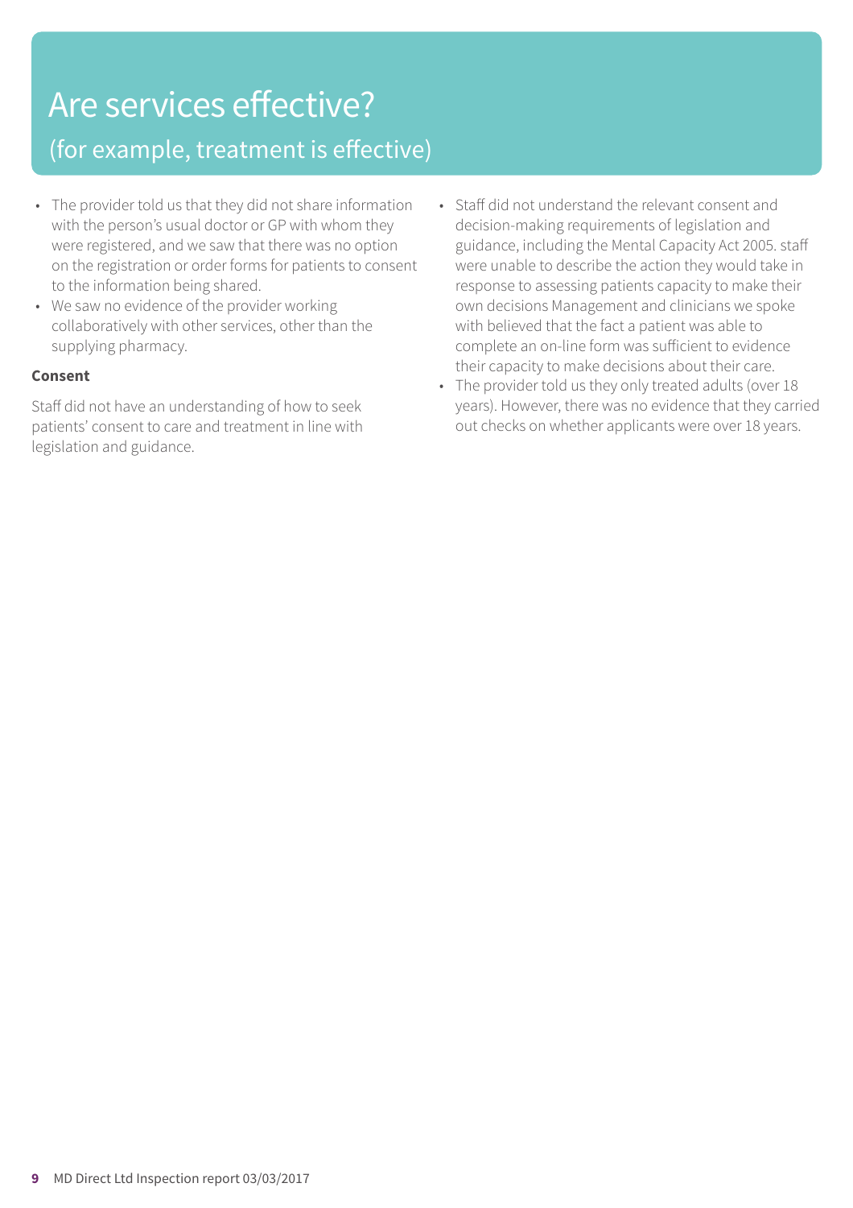# Are services effective?

## (for example, treatment is effective)

- The provider told us that they did not share information with the person's usual doctor or GP with whom they were registered, and we saw that there was no option on the registration or order forms for patients to consent to the information being shared.
- We saw no evidence of the provider working collaboratively with other services, other than the supplying pharmacy.

**Consent**

Staff did not have an understanding of how to seek patients' consent to care and treatment in line with legislation and guidance.

- Staff did not understand the relevant consent and decision-making requirements of legislation and guidance, including the Mental Capacity Act 2005. staff were unable to describe the action they would take in response to assessing patients capacity to make their own decisions Management and clinicians we spoke with believed that the fact a patient was able to complete an on-line form was sufficient to evidence their capacity to make decisions about their care.
- The provider told us they only treated adults (over 18 years). However, there was no evidence that they carried out checks on whether applicants were over 18 years.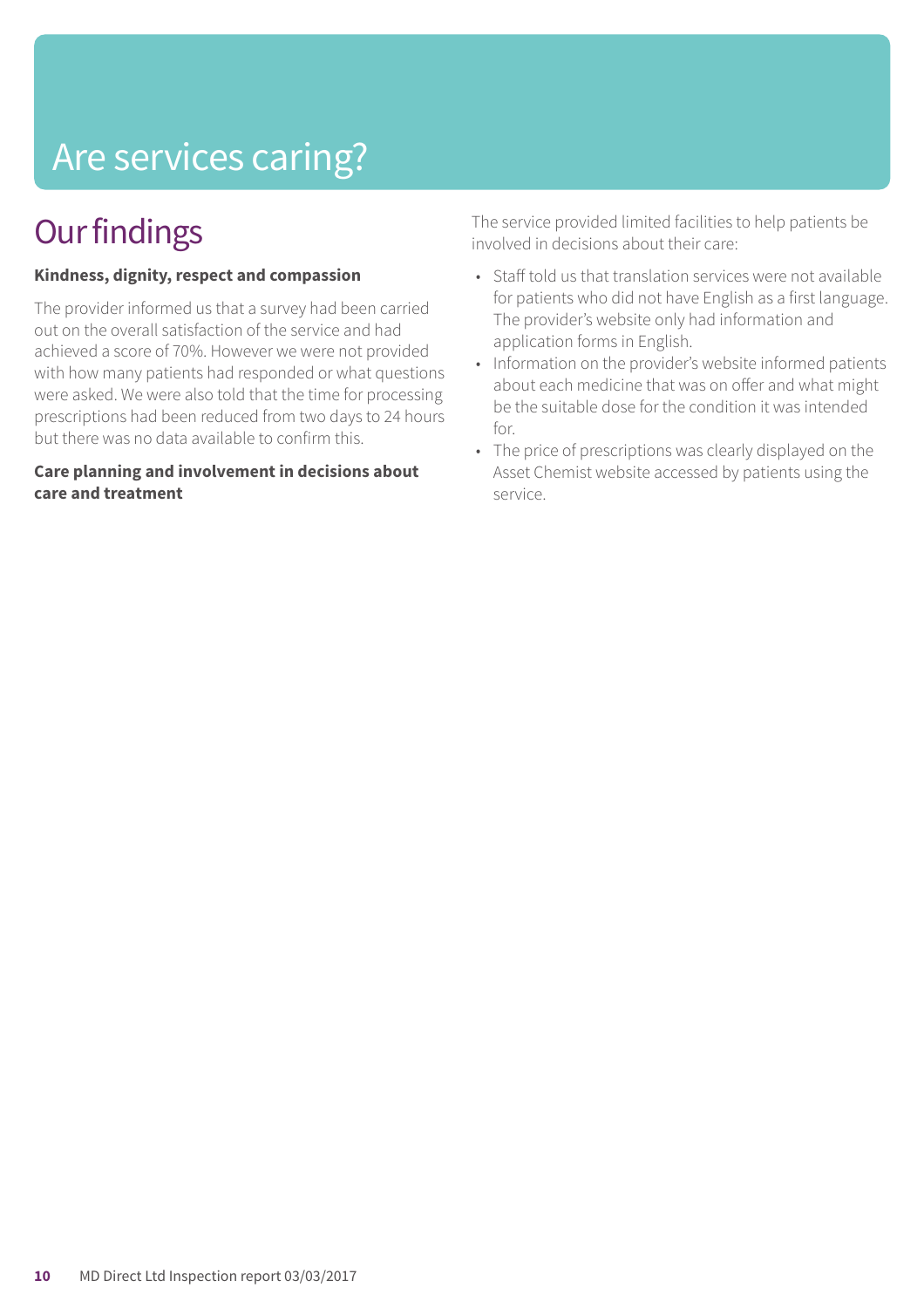# Are services caring?

## Our findings

**Kindness, dignity, respect and compassion**

The provider informed us that a survey had been carried out on the overall satisfaction of the service and had achieved a score of 70%. However we were not provided with how many patients had responded or what questions were asked. We were also told that the time for processing prescriptions had been reduced from two days to 24 hours but there was no data available to confirm this.

**Care planning and involvement in decisions about care and treatment**

The service provided limited facilities to help patients be involved in decisions about their care:

- Staff told us that translation services were not available for patients who did not have English as a first language. The provider's website only had information and application forms in English.
- Information on the provider's website informed patients about each medicine that was on offer and what might be the suitable dose for the condition it was intended for.
- The price of prescriptions was clearly displayed on the Asset Chemist website accessed by patients using the service.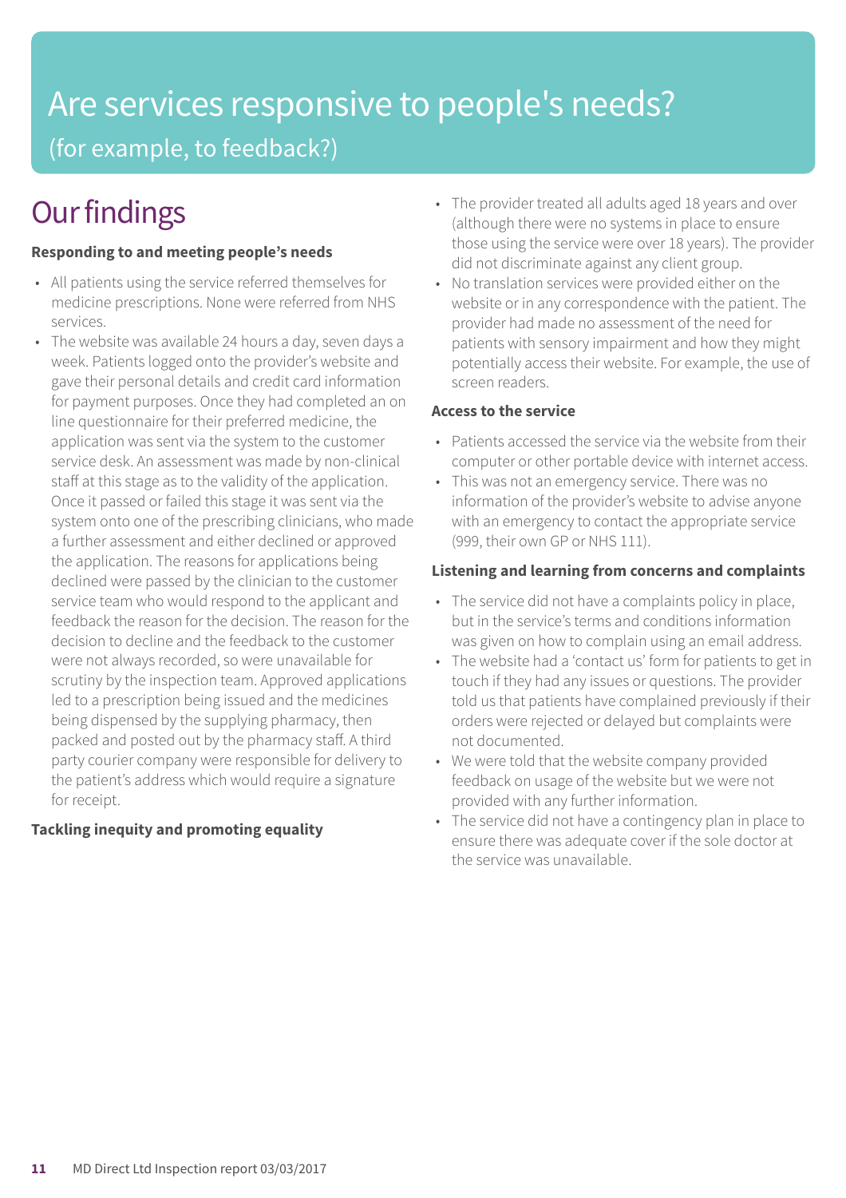# Are services responsive to people's needs?

(for example, to feedback?)

## Our findings

**Responding to and meeting people's needs**

- All patients using the service referred themselves for medicine prescriptions. None were referred from NHS services.
- The website was available 24 hours a day, seven days a week. Patients logged onto the provider's website and gave their personal details and credit card information for payment purposes. Once they had completed an on line questionnaire for their preferred medicine, the application was sent via the system to the customer service desk. An assessment was made by non-clinical staff at this stage as to the validity of the application. Once it passed or failed this stage it was sent via the system onto one of the prescribing clinicians, who made a further assessment and either declined or approved the application. The reasons for applications being declined were passed by the clinician to the customer service team who would respond to the applicant and feedback the reason for the decision. The reason for the decision to decline and the feedback to the customer were not always recorded, so were unavailable for scrutiny by the inspection team. Approved applications led to a prescription being issued and the medicines being dispensed by the supplying pharmacy, then packed and posted out by the pharmacy staff. A third party courier company were responsible for delivery to the patient's address which would require a signature for receipt.

**Tackling inequity and promoting equality**

- The provider treated all adults aged 18 years and over (although there were no systems in place to ensure those using the service were over 18 years). The provider did not discriminate against any client group.
- No translation services were provided either on the website or in any correspondence with the patient. The provider had made no assessment of the need for patients with sensory impairment and how they might potentially access their website. For example, the use of screen readers.

**Access to the service**

- Patients accessed the service via the website from their computer or other portable device with internet access.
- This was not an emergency service. There was no information of the provider's website to advise anyone with an emergency to contact the appropriate service (999, their own GP or NHS 111).

**Listening and learning from concerns and complaints**

- The service did not have a complaints policy in place, but in the service's terms and conditions information was given on how to complain using an email address.
- The website had a 'contact us' form for patients to get in touch if they had any issues or questions. The provider told us that patients have complained previously if their orders were rejected or delayed but complaints were not documented.
- We were told that the website company provided feedback on usage of the website but we were not provided with any further information.
- The service did not have a contingency plan in place to ensure there was adequate cover if the sole doctor at the service was unavailable.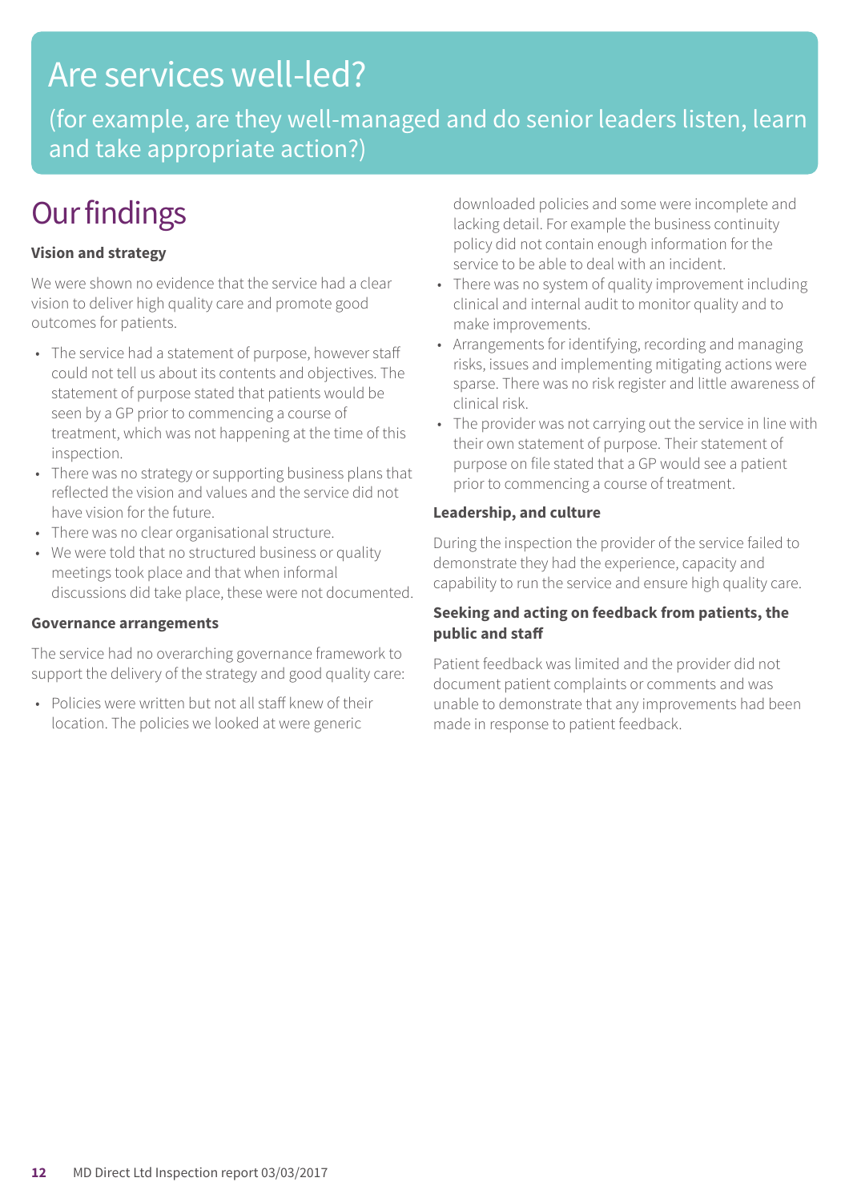# Are services well-led?

(for example, are they well-managed and do senior leaders listen, learn and take appropriate action?)

## Our findings

**Vision and strategy**

We were shown no evidence that the service had a clear vision to deliver high quality care and promote good outcomes for patients.

- The service had a statement of purpose, however staff could not tell us about its contents and objectives. The statement of purpose stated that patients would be seen by a GP prior to commencing a course of treatment, which was not happening at the time of this inspection.
- There was no strategy or supporting business plans that reflected the vision and values and the service did not have vision for the future.
- There was no clear organisational structure.
- We were told that no structured business or quality meetings took place and that when informal discussions did take place, these were not documented.

**Governance arrangements**

The service had no overarching governance framework to support the delivery of the strategy and good quality care:

- Policies were written but not all staff knew of their location. The policies we looked at were generic downloaded policies and some were incomplete and lacking detail. For example the business continuity policy did not contain enough information for the service to be able to deal with an incident.
- There was no system of quality improvement including clinical and internal audit to monitor quality and to make improvements.
- Arrangements for identifying, recording and managing risks, issues and implementing mitigating actions were sparse. There was no risk register and little awareness of clinical risk.
- The provider was not carrying out the service in line with their own statement of purpose. Their statement of purpose on file stated that a GP would see a patient prior to commencing a course of treatment.

**Leadership, and culture**

During the inspection the provider of the service failed to demonstrate they had the experience, capacity and capability to run the service and ensure high quality care.

**Seeking and acting on feedback from patients, the public and staff**

Patient feedback was limited and the provider did not document patient complaints or comments and was unable to demonstrate that any improvements had been made in response to patient feedback.